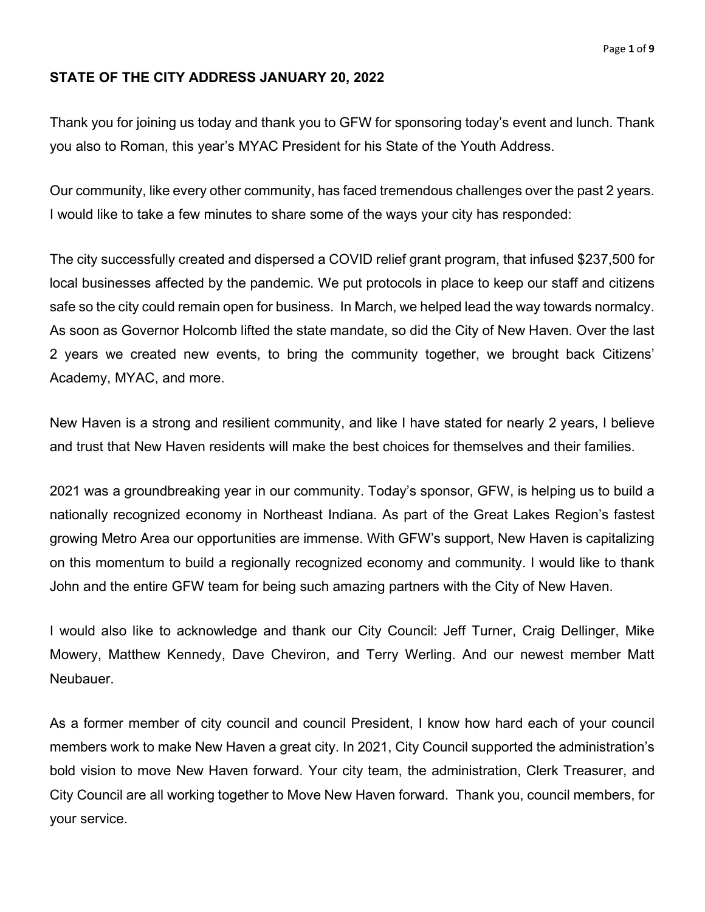**STATE OF THE CITY ADDRESS JANUARY 20, 2022**

Thank you for joining us today and thank you to GFW for sponsoring today's event and lunch. Thank you also to Roman, this year's MYAC President for his State of the Youth Address.

Our community, like every other community, has faced tremendous challenges over the past 2 years. I would like to take a few minutes to share some of the ways your city has responded:

The city successfully created and dispersed a COVID relief grant program, that infused $237,500 for local businesses affected by the pandemic. We put protocols in place to keep our staff and citizens safe so the city could remain open for business. In March, we helped lead the way towards normalcy. As soon as Governor Holcomb lifted the state mandate, so did the City of New Haven. Over the last 2 years we created new events, to bring the community together, we brought back Citizens' Academy, MYAC, and more.

New Haven is a strong and resilient community, and like I have stated for nearly 2 years, I believe and trust that New Haven residents will make the best choices for themselves and their families.

2021 was a groundbreaking year in our community. Today's sponsor, GFW, is helping us to build a nationally recognized economy in Northeast Indiana. As part of the Great Lakes Region's fastest growing Metro Area our opportunities are immense. With GFW's support, New Haven is capitalizing on this momentum to build a regionally recognized economy and community. I would like to thank John and the entire GFW team for being such amazing partners with the City of New Haven.

I would also like to acknowledge and thank our City Council: Jeff Turner, Craig Dellinger, Mike Mowery, Matthew Kennedy, Dave Cheviron, and Terry Werling. And our newest member Matt Neubauer.

As a former member of city council and council President, I know how hard each of your council members work to make New Haven a great city. In 2021, City Council supported the administration's bold vision to move New Haven forward. Your city team, the administration, Clerk Treasurer, and City Council are all working together to Move New Haven forward. Thank you, council members, for your service.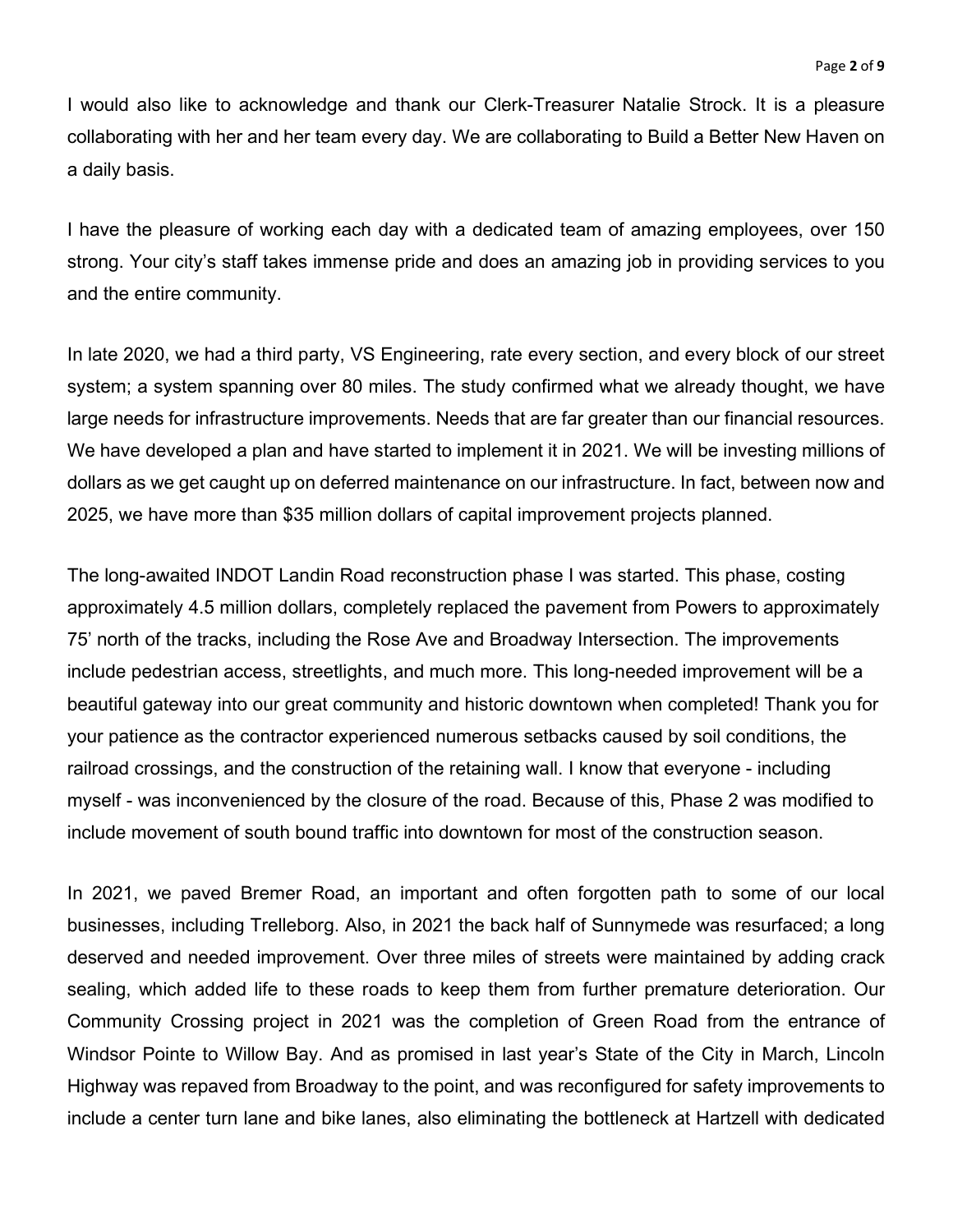I would also like to acknowledge and thank our Clerk-Treasurer Natalie Strock. It is a pleasure collaborating with her and her team every day. We are collaborating to Build a Better New Haven on a daily basis.

I have the pleasure of working each day with a dedicated team of amazing employees, over 150 strong. Your city's staff takes immense pride and does an amazing job in providing services to you and the entire community.

In late 2020, we had a third party, VS Engineering, rate every section, and every block of our street system; a system spanning over 80 miles. The study confirmed what we already thought, we have large needs for infrastructure improvements. Needs that are far greater than our financial resources. We have developed a plan and have started to implement it in 2021. We will be investing millions of dollars as we get caught up on deferred maintenance on our infrastructure. In fact, between now and 2025, we have more than $35 million dollars of capital improvement projects planned.

The long-awaited INDOT Landin Road reconstruction phase I was started. This phase, costing approximately 4.5 million dollars, completely replaced the pavement from Powers to approximately 75' north of the tracks, including the Rose Ave and Broadway Intersection. The improvements include pedestrian access, streetlights, and much more. This long-needed improvement will be a beautiful gateway into our great community and historic downtown when completed! Thank you for your patience as the contractor experienced numerous setbacks caused by soil conditions, the railroad crossings, and the construction of the retaining wall. I know that everyone - including myself - was inconvenienced by the closure of the road. Because of this, Phase 2 was modified to include movement of south bound traffic into downtown for most of the construction season.

In 2021, we paved Bremer Road, an important and often forgotten path to some of our local businesses, including Trelleborg. Also, in 2021 the back half of Sunnymede was resurfaced; a long deserved and needed improvement. Over three miles of streets were maintained by adding crack sealing, which added life to these roads to keep them from further premature deterioration. Our Community Crossing project in 2021 was the completion of Green Road from the entrance of Windsor Pointe to Willow Bay. And as promised in last year's State of the City in March, Lincoln Highway was repaved from Broadway to the point, and was reconfigured for safety improvements to include a center turn lane and bike lanes, also eliminating the bottleneck at Hartzell with dedicated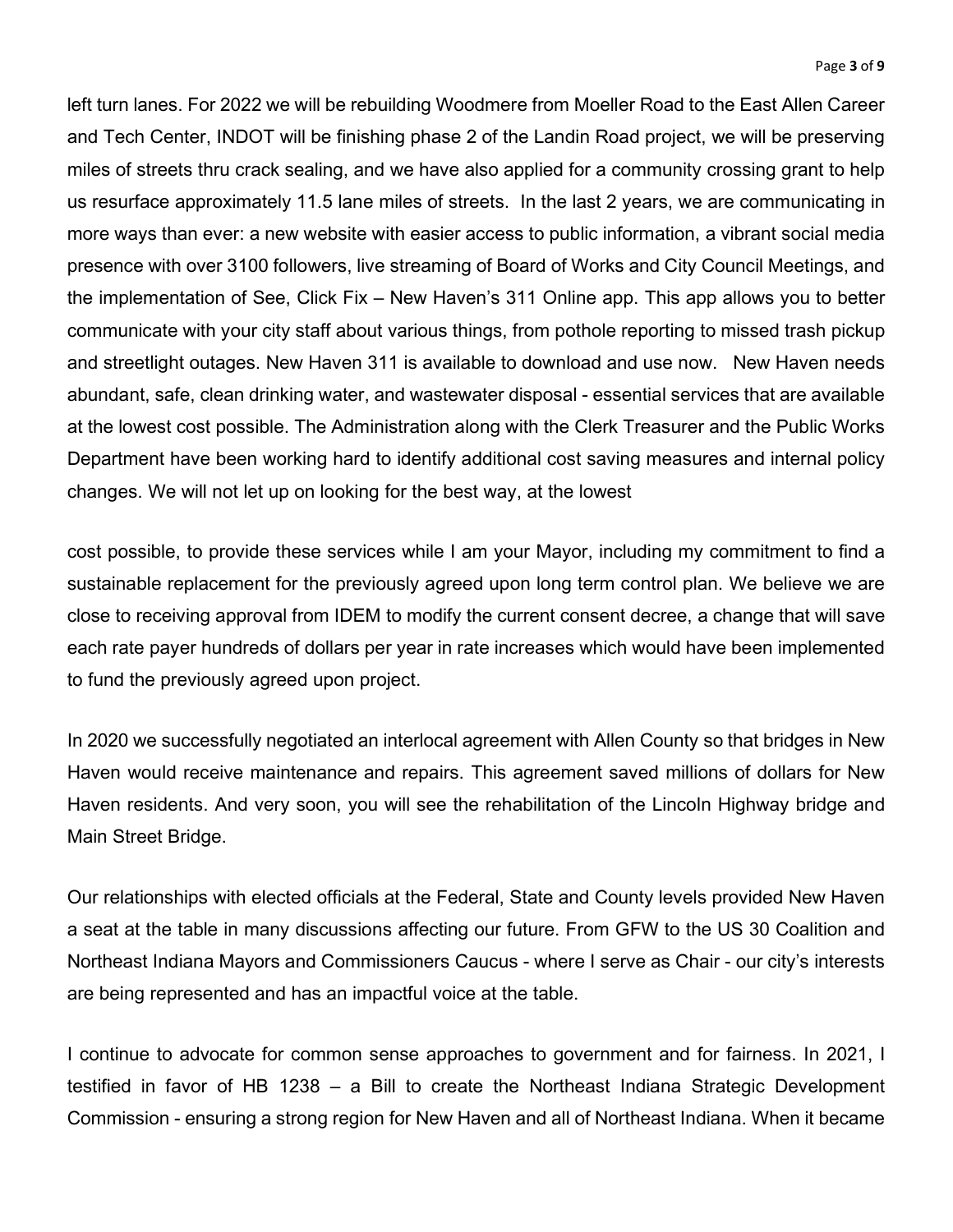left turn lanes. For 2022 we will be rebuilding Woodmere from Moeller Road to the East Allen Career and Tech Center, INDOT will be finishing phase 2 of the Landin Road project, we will be preserving miles of streets thru crack sealing, and we have also applied for a community crossing grant to help us resurface approximately 11.5 lane miles of streets. In the last 2 years, we are communicating in more ways than ever: a new website with easier access to public information, a vibrant social media presence with over 3100 followers, live streaming of Board of Works and City Council Meetings, and the implementation of See, Click Fix – New Haven's 311 Online app. This app allows you to better communicate with your city staff about various things, from pothole reporting to missed trash pickup and streetlight outages. New Haven 311 is available to download and use now. New Haven needs abundant, safe, clean drinking water, and wastewater disposal - essential services that are available at the lowest cost possible. The Administration along with the Clerk Treasurer and the Public Works Department have been working hard to identify additional cost saving measures and internal policy changes. We will not let up on looking for the best way, at the lowest cost possible, to provide these services while I am your Mayor, including my commitment to find a sustainable replacement for the previously agreed upon long term control plan. We believe we are close to receiving approval from IDEM to modify the current consent decree, a change that will save each rate payer hundreds of dollars per year in rate increases which would have been implemented to fund the previously agreed upon project.

In 2020 we successfully negotiated an interlocal agreement with Allen County so that bridges in New Haven would receive maintenance and repairs. This agreement saved millions of dollars for New Haven residents. And very soon, you will see the rehabilitation of the Lincoln Highway bridge and Main Street Bridge.

Our relationships with elected officials at the Federal, State and County levels provided New Haven a seat at the table in many discussions affecting our future. From GFW to the US 30 Coalition and Northeast Indiana Mayors and Commissioners Caucus - where I serve as Chair - our city's interests are being represented and has an impactful voice at the table.

I continue to advocate for common sense approaches to government and for fairness. In 2021, I testified in favor of HB 1238 – a Bill to create the Northeast Indiana Strategic Development Commission - ensuring a strong region for New Haven and all of Northeast Indiana. When it became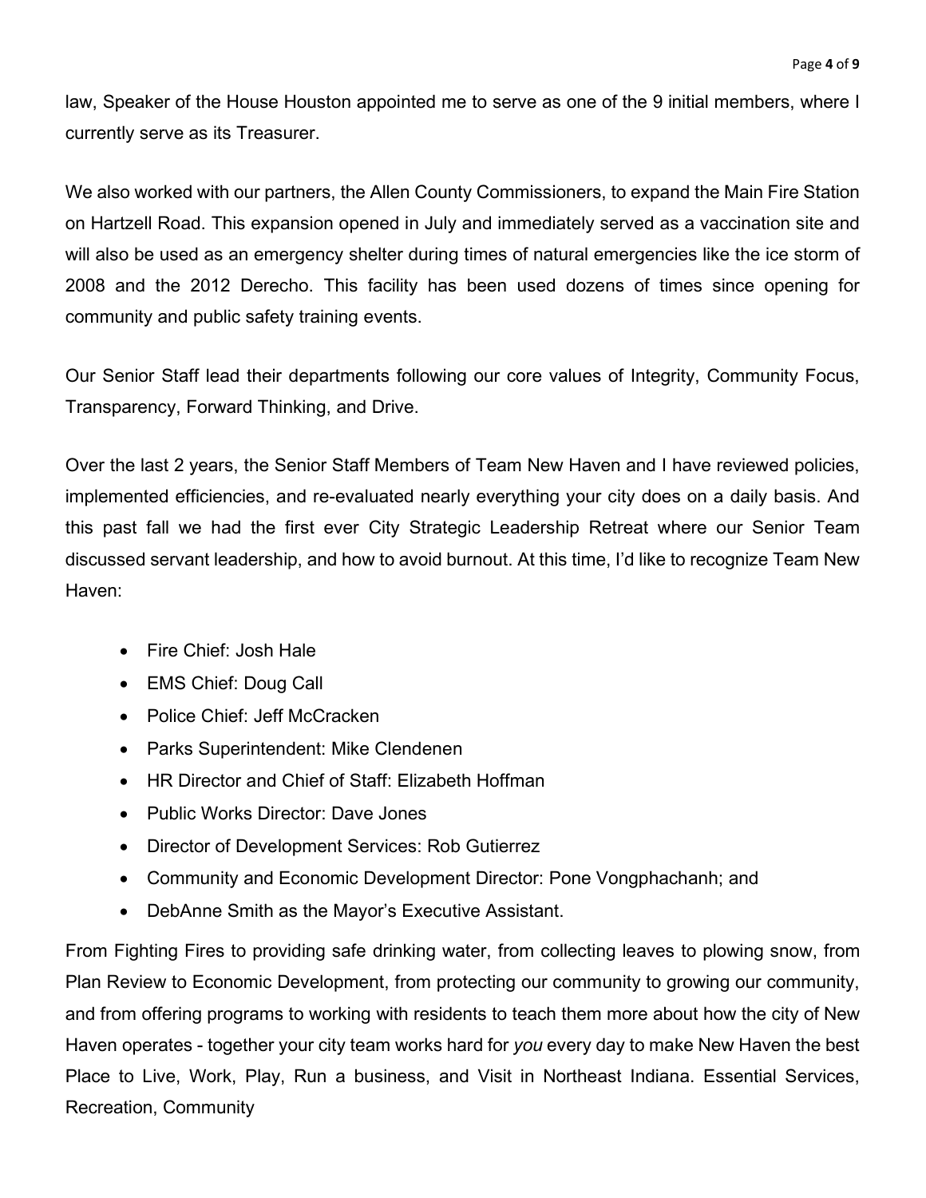law, Speaker of the House Houston appointed me to serve as one of the 9 initial members, where I currently serve as its Treasurer.

We also worked with our partners, the Allen County Commissioners, to expand the Main Fire Station on Hartzell Road. This expansion opened in July and immediately served as a vaccination site and will also be used as an emergency shelter during times of natural emergencies like the ice storm of 2008 and the 2012 Derecho. This facility has been used dozens of times since opening for community and public safety training events.

Our Senior Staff lead their departments following our core values of Integrity, Community Focus, Transparency, Forward Thinking, and Drive.

Over the last 2 years, the Senior Staff Members of Team New Haven and I have reviewed policies, implemented efficiencies, and re-evaluated nearly everything your city does on a daily basis. And this past fall we had the first ever City Strategic Leadership Retreat where our Senior Team discussed servant leadership, and how to avoid burnout. At this time, I'd like to recognize Team New Haven:

- Fire Chief: Josh Hale
- EMS Chief: Doug Call
- Police Chief: Jeff McCracken
- Parks Superintendent: Mike Clendenen
- HR Director and Chief of Staff: Elizabeth Hoffman
- Public Works Director: Dave Jones
- Director of Development Services: Rob Gutierrez
- Community and Economic Development Director: Pone Vongphachanh; and
- DebAnne Smith as the Mayor's Executive Assistant.

From Fighting Fires to providing safe drinking water, from collecting leaves to plowing snow, from Plan Review to Economic Development, from protecting our community to growing our community, and from offering programs to working with residents to teach them more about how the city of New Haven operates - together your city team works hard for *you* every day to make New Haven the best Place to Live, Work, Play, Run a business, and Visit in Northeast Indiana. Essential Services, Recreation, Community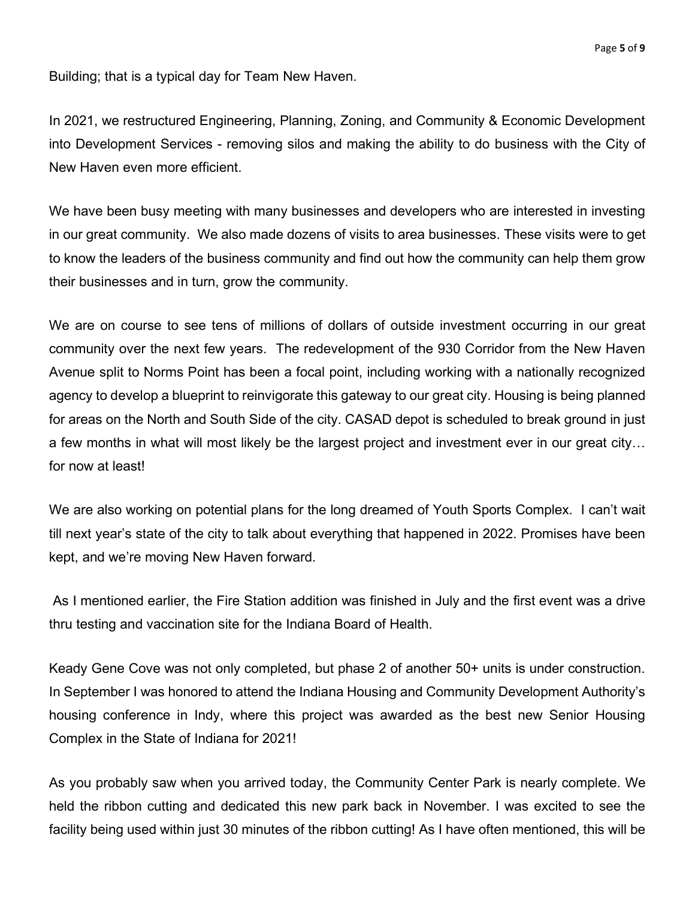Building; that is a typical day for Team New Haven.

In 2021, we restructured Engineering, Planning, Zoning, and Community & Economic Development into Development Services - removing silos and making the ability to do business with the City of New Haven even more efficient.

We have been busy meeting with many businesses and developers who are interested in investing in our great community. We also made dozens of visits to area businesses. These visits were to get to know the leaders of the business community and find out how the community can help them grow their businesses and in turn, grow the community.

We are on course to see tens of millions of dollars of outside investment occurring in our great community over the next few years. The redevelopment of the 930 Corridor from the New Haven Avenue split to Norms Point has been a focal point, including working with a nationally recognized agency to develop a blueprint to reinvigorate this gateway to our great city. Housing is being planned for areas on the North and South Side of the city. CASAD depot is scheduled to break ground in just a few months in what will most likely be the largest project and investment ever in our great city… for now at least!

We are also working on potential plans for the long dreamed of Youth Sports Complex. I can't wait till next year's state of the city to talk about everything that happened in 2022. Promises have been kept, and we're moving New Haven forward.

As I mentioned earlier, the Fire Station addition was finished in July and the first event was a drive thru testing and vaccination site for the Indiana Board of Health.

Keady Gene Cove was not only completed, but phase 2 of another 50+ units is under construction. In September I was honored to attend the Indiana Housing and Community Development Authority's housing conference in Indy, where this project was awarded as the best new Senior Housing Complex in the State of Indiana for 2021!

As you probably saw when you arrived today, the Community Center Park is nearly complete. We held the ribbon cutting and dedicated this new park back in November. I was excited to see the facility being used within just 30 minutes of the ribbon cutting! As I have often mentioned, this will be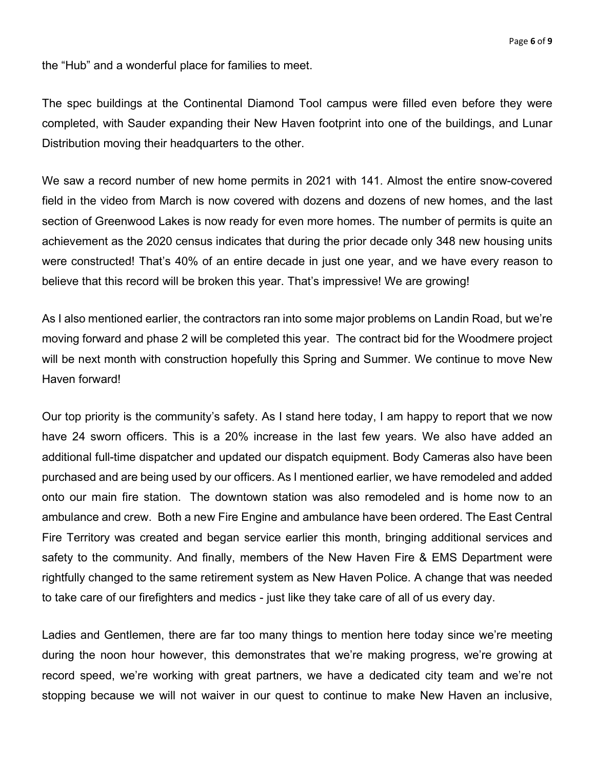the "Hub" and a wonderful place for families to meet.

The spec buildings at the Continental Diamond Tool campus were filled even before they were completed, with Sauder expanding their New Haven footprint into one of the buildings, and Lunar Distribution moving their headquarters to the other.

We saw a record number of new home permits in 2021 with 141. Almost the entire snow-covered field in the video from March is now covered with dozens and dozens of new homes, and the last section of Greenwood Lakes is now ready for even more homes. The number of permits is quite an achievement as the 2020 census indicates that during the prior decade only 348 new housing units were constructed! That's 40% of an entire decade in just one year, and we have every reason to believe that this record will be broken this year. That's impressive! We are growing!

As I also mentioned earlier, the contractors ran into some major problems on Landin Road, but we're moving forward and phase 2 will be completed this year. The contract bid for the Woodmere project will be next month with construction hopefully this Spring and Summer. We continue to move New Haven forward!

Our top priority is the community's safety. As I stand here today, I am happy to report that we now have 24 sworn officers. This is a 20% increase in the last few years. We also have added an additional full-time dispatcher and updated our dispatch equipment. Body Cameras also have been purchased and are being used by our officers. As I mentioned earlier, we have remodeled and added onto our main fire station. The downtown station was also remodeled and is home now to an ambulance and crew. Both a new Fire Engine and ambulance have been ordered. The East Central Fire Territory was created and began service earlier this month, bringing additional services and safety to the community. And finally, members of the New Haven Fire & EMS Department were rightfully changed to the same retirement system as New Haven Police. A change that was needed to take care of our firefighters and medics - just like they take care of all of us every day.

Ladies and Gentlemen, there are far too many things to mention here today since we're meeting during the noon hour however, this demonstrates that we're making progress, we're growing at record speed, we're working with great partners, we have a dedicated city team and we're not stopping because we will not waiver in our quest to continue to make New Haven an inclusive,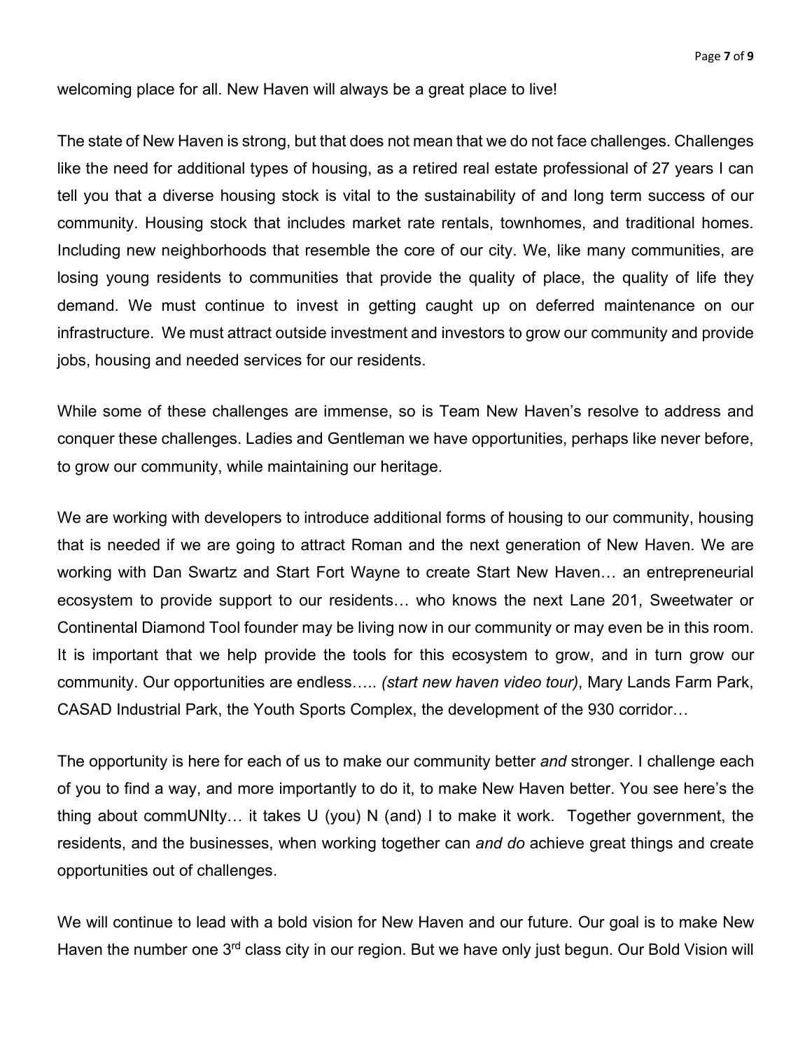welcoming place for all. New Haven will always be a great place to live!

The state of New Haven is strong, but that does not mean that we do not face challenges. Challenges like the need for additional types of housing, as a retired real estate professional of 27 years I can tell you that a diverse housing stock is vital to the sustainability of and long term success of our community. Housing stock that includes market rate rentals, townhomes, and traditional homes. Including new neighborhoods that resemble the core of our city. We, like many communities, are losing young residents to communities that provide the quality of place, the quality of life they demand. We must continue to invest in getting caught up on deferred maintenance on our infrastructure. We must attract outside investment and investors to grow our community and provide jobs, housing and needed services for our residents.

While some of these challenges are immense, so is Team New Haven's resolve to address and conquer these challenges. Ladies and Gentleman we have opportunities, perhaps like never before, to grow our community, while maintaining our heritage.

We are working with developers to introduce additional forms of housing to our community, housing that is needed if we are going to attract Roman and the next generation of New Haven. We are working with Dan Swartz and Start Fort Wayne to create Start New Haven… an entrepreneurial ecosystem to provide support to our residents… who knows the next Lane 201, Sweetwater or Continental Diamond Tool founder may be living now in our community or may even be in this room. It is important that we help provide the tools for this ecosystem to grow, and in turn grow our community. Our opportunities are endless….. *(start new haven video tour)*, Mary Lands Farm Park, CASAD Industrial Park, the Youth Sports Complex, the development of the 930 corridor…

The opportunity is here for each of us to make our community better *and* stronger. I challenge each of you to find a way, and more importantly to do it, to make New Haven better. You see here's the thing about commUNIty… it takes U (you) N (and) I to make it work. Together government, the residents, and the businesses, when working together can *and do* achieve great things and create opportunities out of challenges.

We will continue to lead with a bold vision for New Haven and our future. Our goal is to make New Haven the number one 3rd class city in our region. But we have only just begun. Our Bold Vision will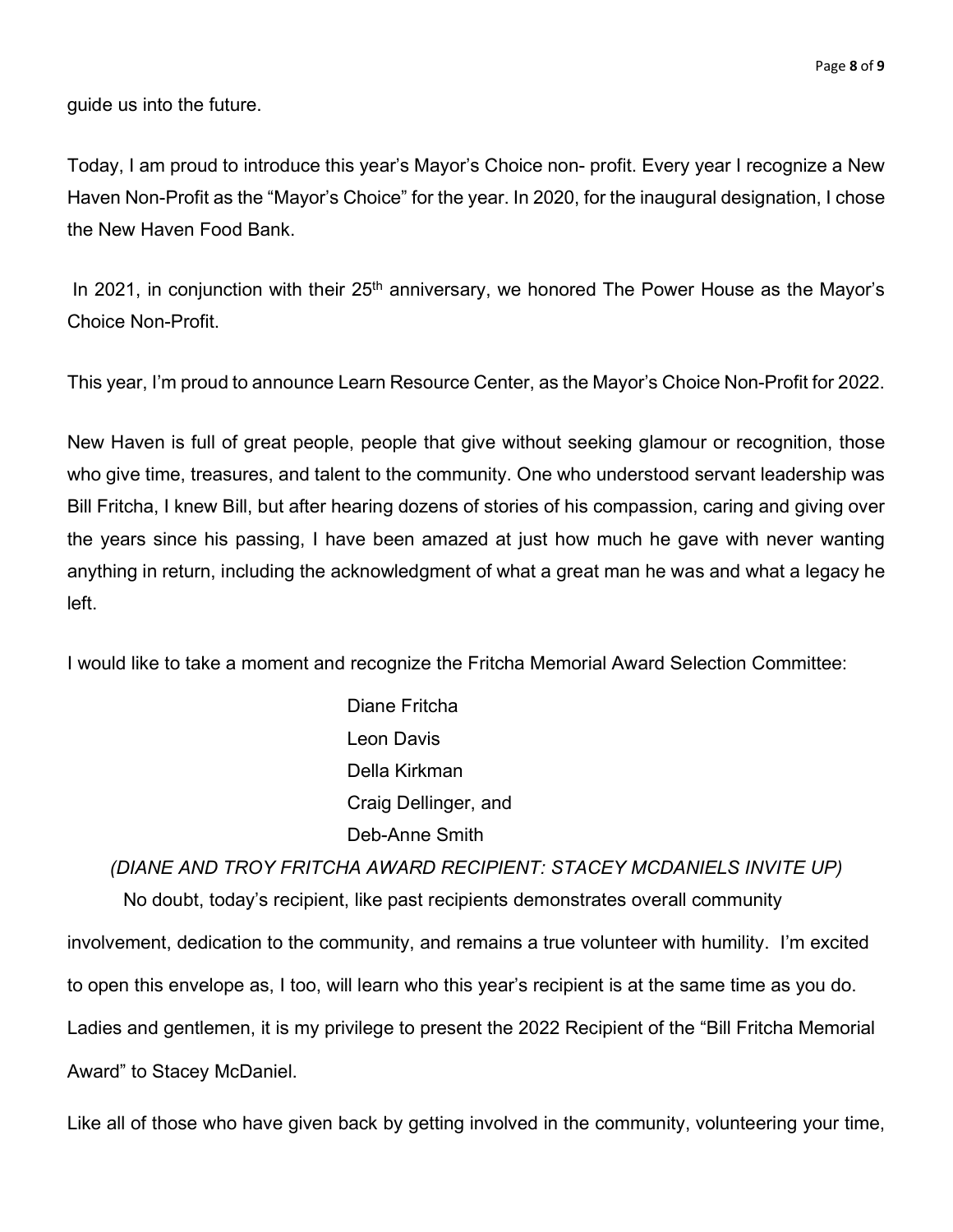guide us into the future.

Today, I am proud to introduce this year's Mayor's Choice non- profit. Every year I recognize a New Haven Non-Profit as the "Mayor's Choice" for the year. In 2020, for the inaugural designation, I chose the New Haven Food Bank.

In 2021, in conjunction with their 25th anniversary, we honored The Power House as the Mayor's Choice Non-Profit.

This year, I'm proud to announce Learn Resource Center, as the Mayor's Choice Non-Profit for 2022.

New Haven is full of great people, people that give without seeking glamour or recognition, those who give time, treasures, and talent to the community. One who understood servant leadership was Bill Fritcha, I knew Bill, but after hearing dozens of stories of his compassion, caring and giving over the years since his passing, I have been amazed at just how much he gave with never wanting anything in return, including the acknowledgment of what a great man he was and what a legacy he left.

I would like to take a moment and recognize the Fritcha Memorial Award Selection Committee:

Diane Fritcha
Leon Davis
Della Kirkman
Craig Dellinger, and
Deb-Anne Smith

*(DIANE AND TROY FRITCHA AWARD RECIPIENT: STACEY MCDANIELS INVITE UP)*

No doubt, today's recipient, like past recipients demonstrates overall community involvement, dedication to the community, and remains a true volunteer with humility. I'm excited to open this envelope as, I too, will learn who this year's recipient is at the same time as you do. Ladies and gentlemen, it is my privilege to present the 2022 Recipient of the "Bill Fritcha Memorial Award" to Stacey McDaniel.

Like all of those who have given back by getting involved in the community, volunteering your time,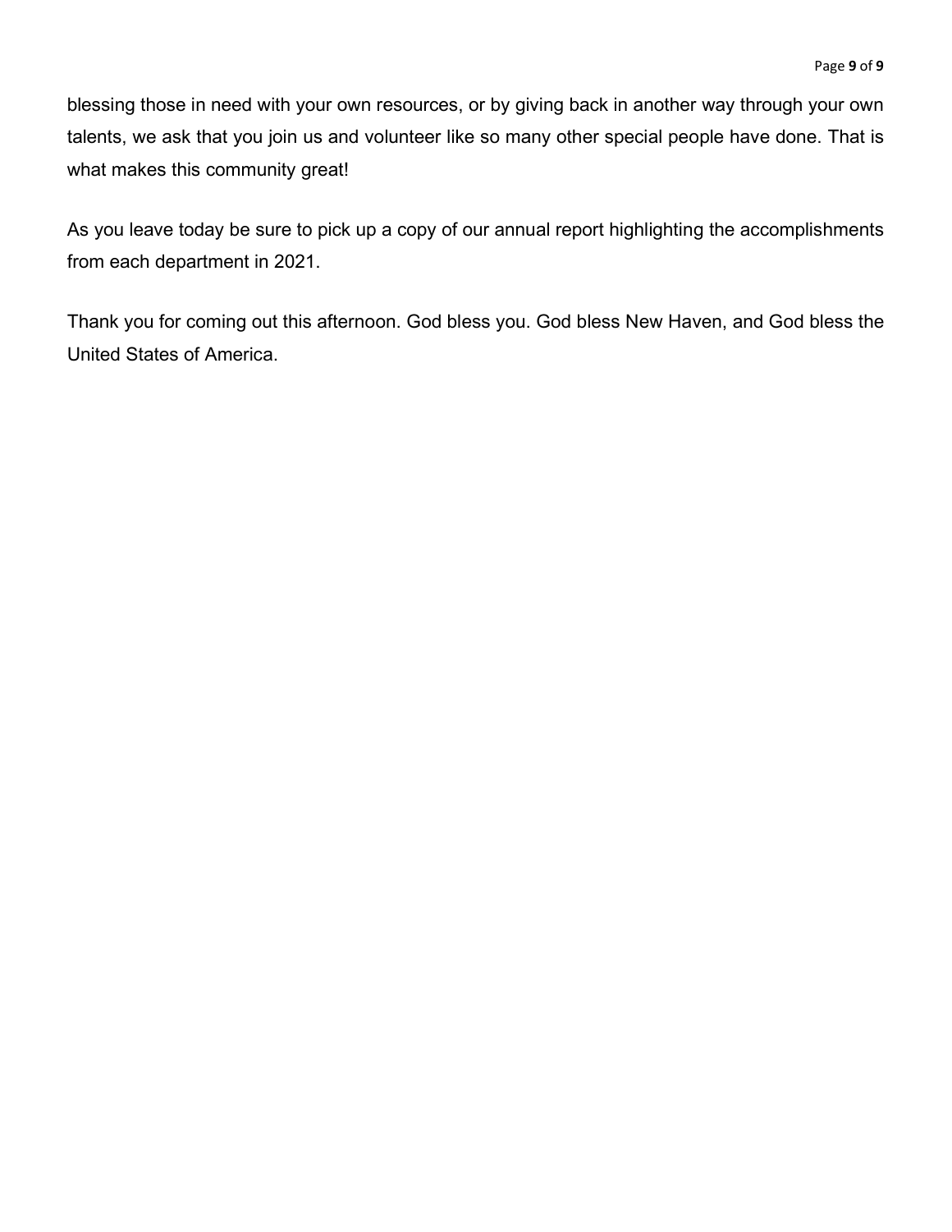blessing those in need with your own resources, or by giving back in another way through your own talents, we ask that you join us and volunteer like so many other special people have done. That is what makes this community great!

As you leave today be sure to pick up a copy of our annual report highlighting the accomplishments from each department in 2021.

Thank you for coming out this afternoon. God bless you. God bless New Haven, and God bless the United States of America.